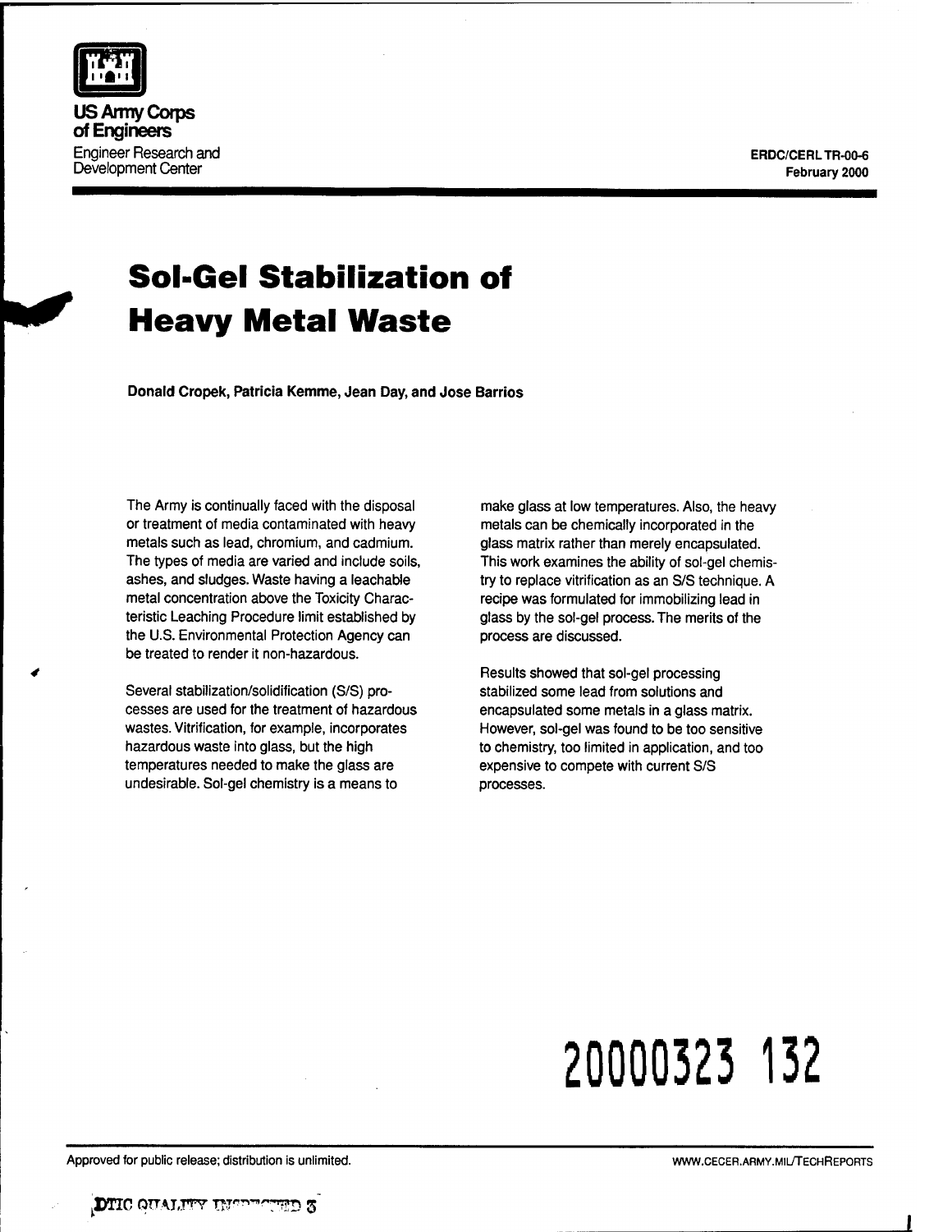US Army Corps of Engineers
Engineer Research and Development Center

ERDC/CERL TR-00-6
February 2000

# Sol-Gel Stabilization of Heavy Metal Waste

**Donald Cropek, Patricia Kemme, Jean Day, and Jose Barrios**

The Army is continually faced with the disposal or treatment of media contaminated with heavy metals such as lead, chromium, and cadmium. The types of media are varied and include soils, ashes, and sludges. Waste having a leachable metal concentration above the Toxicity Characteristic Leaching Procedure limit established by the U.S. Environmental Protection Agency can be treated to render it non-hazardous.

Several stabilization/solidification (S/S) processes are used for the treatment of hazardous wastes. Vitrification, for example, incorporates hazardous waste into glass, but the high temperatures needed to make the glass are undesirable. Sol-gel chemistry is a means to make glass at low temperatures. Also, the heavy metals can be chemically incorporated in the glass matrix rather than merely encapsulated. This work examines the ability of sol-gel chemistry to replace vitrification as an S/S technique. A recipe was formulated for immobilizing lead in glass by the sol-gel process. The merits of the process are discussed.

Results showed that sol-gel processing stabilized some lead from solutions and encapsulated some metals in a glass matrix. However, sol-gel was found to be too sensitive to chemistry, too limited in application, and too expensive to compete with current S/S processes.

20000323 132

Approved for public release; distribution is unlimited.

WWW.CECER.ARMY.MIL/TECHREPORTS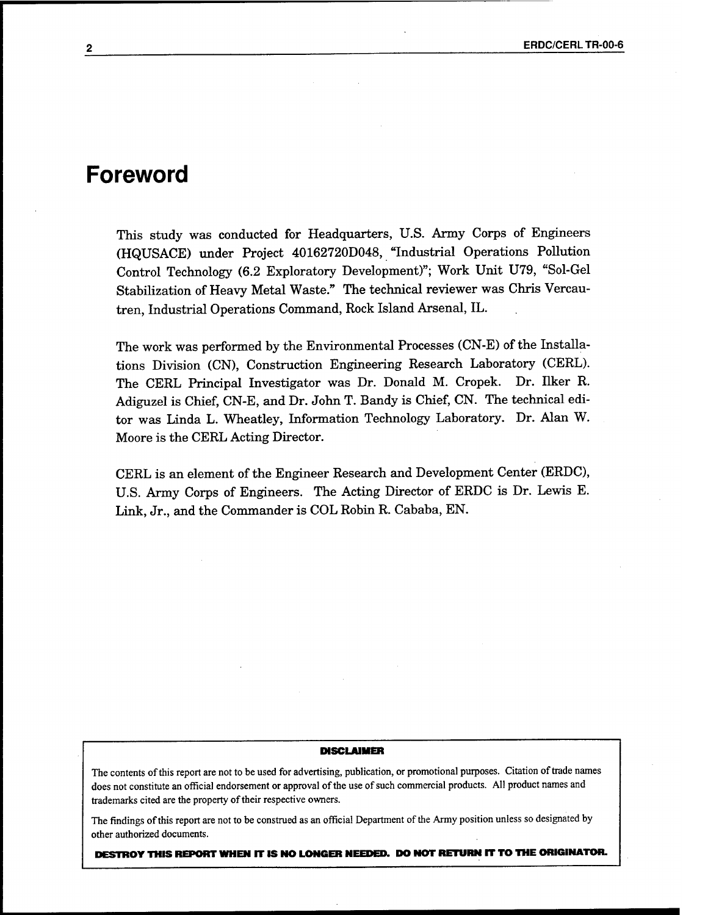# Foreword

This study was conducted for Headquarters, U.S. Army Corps of Engineers (HQUSACE) under Project 40162720D048, "Industrial Operations Pollution Control Technology (6.2 Exploratory Development)"; Work Unit U79, "Sol-Gel Stabilization of Heavy Metal Waste." The technical reviewer was Chris Vercautren, Industrial Operations Command, Rock Island Arsenal, IL.

The work was performed by the Environmental Processes (CN-E) of the Installations Division (CN), Construction Engineering Research Laboratory (CERL). The CERL Principal Investigator was Dr. Donald M. Cropek. Dr. Ilker R. Adiguzel is Chief, CN-E, and Dr. John T. Bandy is Chief, CN. The technical editor was Linda L. Wheatley, Information Technology Laboratory. Dr. Alan W. Moore is the CERL Acting Director.

CERL is an element of the Engineer Research and Development Center (ERDC), U.S. Army Corps of Engineers. The Acting Director of ERDC is Dr. Lewis E. Link, Jr., and the Commander is COL Robin R. Cababa, EN.

**DISCLAIMER**

The contents of this report are not to be used for advertising, publication, or promotional purposes. Citation of trade names does not constitute an official endorsement or approval of the use of such commercial products. All product names and trademarks cited are the property of their respective owners.

The findings of this report are not to be construed as an official Department of the Army position unless so designated by other authorized documents.

**DESTROY THIS REPORT WHEN IT IS NO LONGER NEEDED. DO NOT RETURN IT TO THE ORIGINATOR.**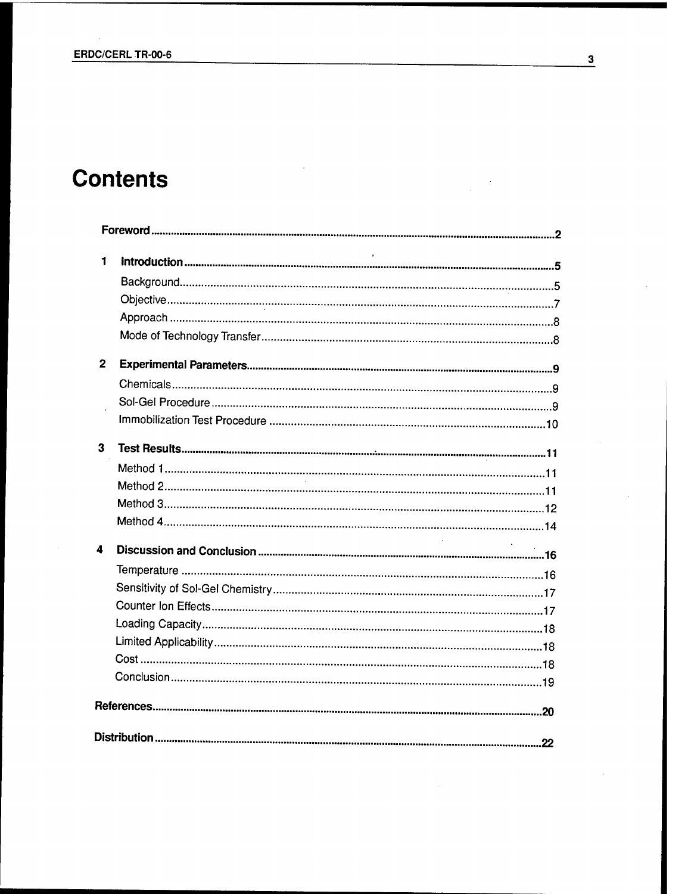# Contents

**Foreword** .......... 2

**1 Introduction** .......... 5

- Background .......... 5
- Objective .......... 7
- Approach .......... 8
- Mode of Technology Transfer .......... 8

**2 Experimental Parameters** .......... 9

- Chemicals .......... 9
- Sol-Gel Procedure .......... 9
- Immobilization Test Procedure .......... 10

**3 Test Results** .......... 11

- Method 1 .......... 11
- Method 2 .......... 11
- Method 3 .......... 12
- Method 4 .......... 14

**4 Discussion and Conclusion** .......... 16

- Temperature .......... 16
- Sensitivity of Sol-Gel Chemistry .......... 17
- Counter Ion Effects .......... 17
- Loading Capacity .......... 18
- Limited Applicability .......... 18
- Cost .......... 18
- Conclusion .......... 19

**References** .......... 20

**Distribution** .......... 22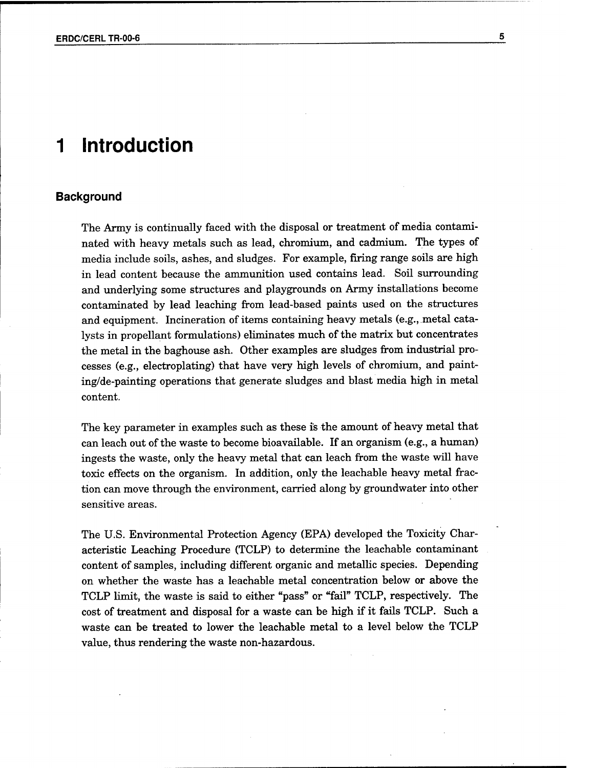# 1 Introduction

## Background

The Army is continually faced with the disposal or treatment of media contaminated with heavy metals such as lead, chromium, and cadmium. The types of media include soils, ashes, and sludges. For example, firing range soils are high in lead content because the ammunition used contains lead. Soil surrounding and underlying some structures and playgrounds on Army installations become contaminated by lead leaching from lead-based paints used on the structures and equipment. Incineration of items containing heavy metals (e.g., metal catalysts in propellant formulations) eliminates much of the matrix but concentrates the metal in the baghouse ash. Other examples are sludges from industrial processes (e.g., electroplating) that have very high levels of chromium, and painting/de-painting operations that generate sludges and blast media high in metal content.

The key parameter in examples such as these is the amount of heavy metal that can leach out of the waste to become bioavailable. If an organism (e.g., a human) ingests the waste, only the heavy metal that can leach from the waste will have toxic effects on the organism. In addition, only the leachable heavy metal fraction can move through the environment, carried along by groundwater into other sensitive areas.

The U.S. Environmental Protection Agency (EPA) developed the Toxicity Characteristic Leaching Procedure (TCLP) to determine the leachable contaminant content of samples, including different organic and metallic species. Depending on whether the waste has a leachable metal concentration below or above the TCLP limit, the waste is said to either "pass" or "fail" TCLP, respectively. The cost of treatment and disposal for a waste can be high if it fails TCLP. Such a waste can be treated to lower the leachable metal to a level below the TCLP value, thus rendering the waste non-hazardous.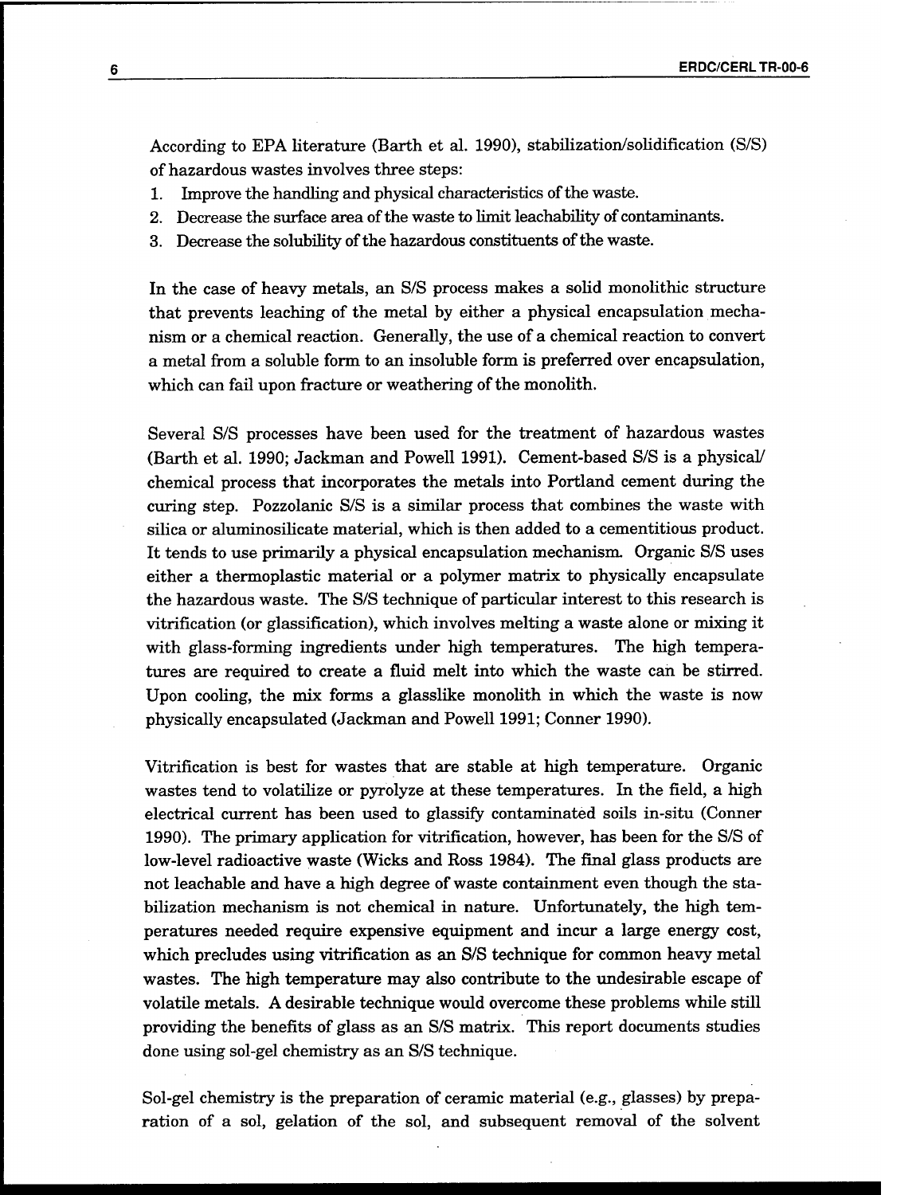According to EPA literature (Barth et al. 1990), stabilization/solidification (S/S) of hazardous wastes involves three steps:

1. Improve the handling and physical characteristics of the waste.
2. Decrease the surface area of the waste to limit leachability of contaminants.
3. Decrease the solubility of the hazardous constituents of the waste.

In the case of heavy metals, an S/S process makes a solid monolithic structure that prevents leaching of the metal by either a physical encapsulation mechanism or a chemical reaction. Generally, the use of a chemical reaction to convert a metal from a soluble form to an insoluble form is preferred over encapsulation, which can fail upon fracture or weathering of the monolith.

Several S/S processes have been used for the treatment of hazardous wastes (Barth et al. 1990; Jackman and Powell 1991). Cement-based S/S is a physical/chemical process that incorporates the metals into Portland cement during the curing step. Pozzolanic S/S is a similar process that combines the waste with silica or aluminosilicate material, which is then added to a cementitious product. It tends to use primarily a physical encapsulation mechanism. Organic S/S uses either a thermoplastic material or a polymer matrix to physically encapsulate the hazardous waste. The S/S technique of particular interest to this research is vitrification (or glassification), which involves melting a waste alone or mixing it with glass-forming ingredients under high temperatures. The high temperatures are required to create a fluid melt into which the waste can be stirred. Upon cooling, the mix forms a glasslike monolith in which the waste is now physically encapsulated (Jackman and Powell 1991; Conner 1990).

Vitrification is best for wastes that are stable at high temperature. Organic wastes tend to volatilize or pyrolyze at these temperatures. In the field, a high electrical current has been used to glassify contaminated soils in-situ (Conner 1990). The primary application for vitrification, however, has been for the S/S of low-level radioactive waste (Wicks and Ross 1984). The final glass products are not leachable and have a high degree of waste containment even though the stabilization mechanism is not chemical in nature. Unfortunately, the high temperatures needed require expensive equipment and incur a large energy cost, which precludes using vitrification as an S/S technique for common heavy metal wastes. The high temperature may also contribute to the undesirable escape of volatile metals. A desirable technique would overcome these problems while still providing the benefits of glass as an S/S matrix. This report documents studies done using sol-gel chemistry as an S/S technique.

Sol-gel chemistry is the preparation of ceramic material (e.g., glasses) by preparation of a sol, gelation of the sol, and subsequent removal of the solvent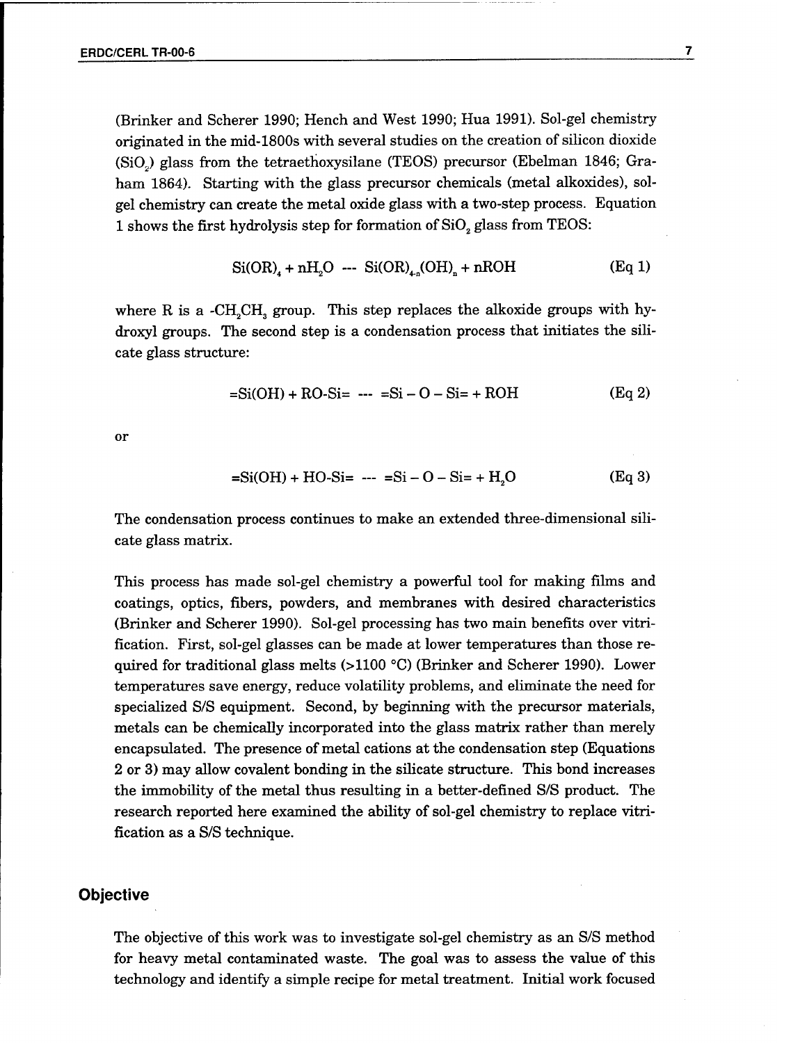(Brinker and Scherer 1990; Hench and West 1990; Hua 1991). Sol-gel chemistry originated in the mid-1800s with several studies on the creation of silicon dioxide ($SiO_2$) glass from the tetraethoxysilane (TEOS) precursor (Ebelman 1846; Graham 1864). Starting with the glass precursor chemicals (metal alkoxides), sol-gel chemistry can create the metal oxide glass with a two-step process. Equation 1 shows the first hydrolysis step for formation of $SiO_2$ glass from TEOS:

$$Si(OR)_4 + nH_2O \text{ --- } Si(OR)_{4-n}(OH)_n + nROH \qquad \text{(Eq 1)}$$

where R is a $-CH_2CH_3$ group. This step replaces the alkoxide groups with hydroxyl groups. The second step is a condensation process that initiates the silicate glass structure:

$$=Si(OH) + RO\text{-}Si= \text{ --- } =Si - O - Si= + ROH \qquad \text{(Eq 2)}$$

or

$$=Si(OH) + HO\text{-}Si= \text{ --- } =Si - O - Si= + H_2O \qquad \text{(Eq 3)}$$

The condensation process continues to make an extended three-dimensional silicate glass matrix.

This process has made sol-gel chemistry a powerful tool for making films and coatings, optics, fibers, powders, and membranes with desired characteristics (Brinker and Scherer 1990). Sol-gel processing has two main benefits over vitrification. First, sol-gel glasses can be made at lower temperatures than those required for traditional glass melts (>1100 °C) (Brinker and Scherer 1990). Lower temperatures save energy, reduce volatility problems, and eliminate the need for specialized S/S equipment. Second, by beginning with the precursor materials, metals can be chemically incorporated into the glass matrix rather than merely encapsulated. The presence of metal cations at the condensation step (Equations 2 or 3) may allow covalent bonding in the silicate structure. This bond increases the immobility of the metal thus resulting in a better-defined S/S product. The research reported here examined the ability of sol-gel chemistry to replace vitrification as a S/S technique.

## Objective

The objective of this work was to investigate sol-gel chemistry as an S/S method for heavy metal contaminated waste. The goal was to assess the value of this technology and identify a simple recipe for metal treatment. Initial work focused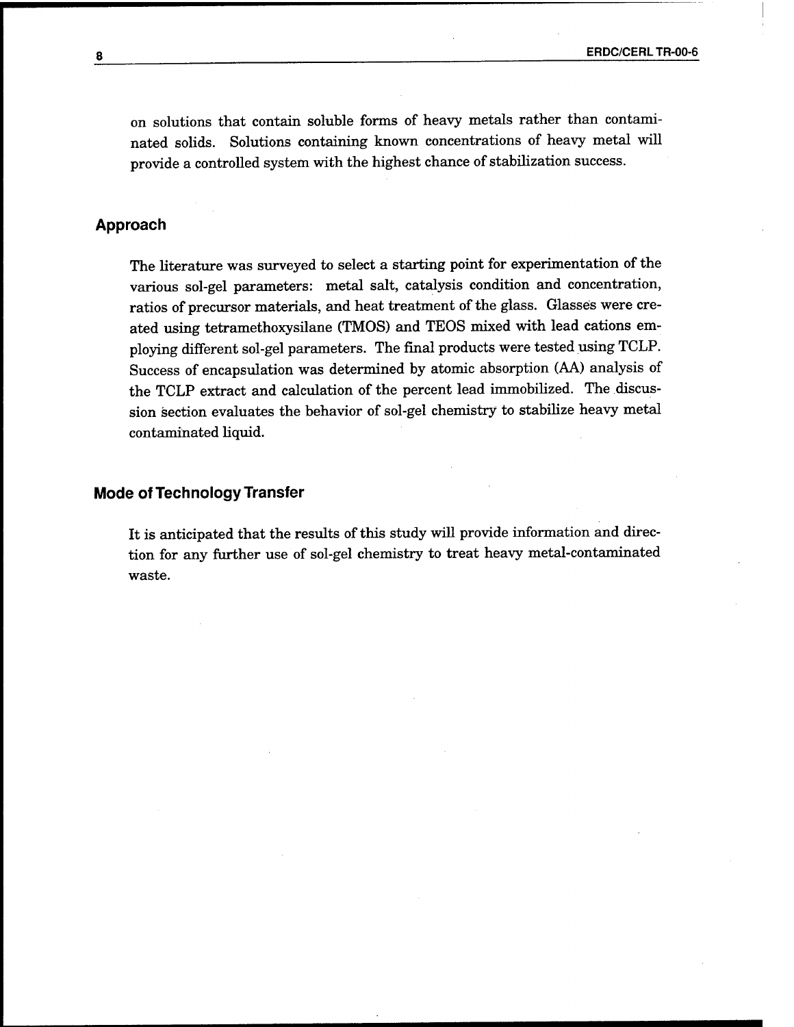on solutions that contain soluble forms of heavy metals rather than contaminated solids. Solutions containing known concentrations of heavy metal will provide a controlled system with the highest chance of stabilization success.

## Approach

The literature was surveyed to select a starting point for experimentation of the various sol-gel parameters: metal salt, catalysis condition and concentration, ratios of precursor materials, and heat treatment of the glass. Glasses were created using tetramethoxysilane (TMOS) and TEOS mixed with lead cations employing different sol-gel parameters. The final products were tested using TCLP. Success of encapsulation was determined by atomic absorption (AA) analysis of the TCLP extract and calculation of the percent lead immobilized. The discussion section evaluates the behavior of sol-gel chemistry to stabilize heavy metal contaminated liquid.

## Mode of Technology Transfer

It is anticipated that the results of this study will provide information and direction for any further use of sol-gel chemistry to treat heavy metal-contaminated waste.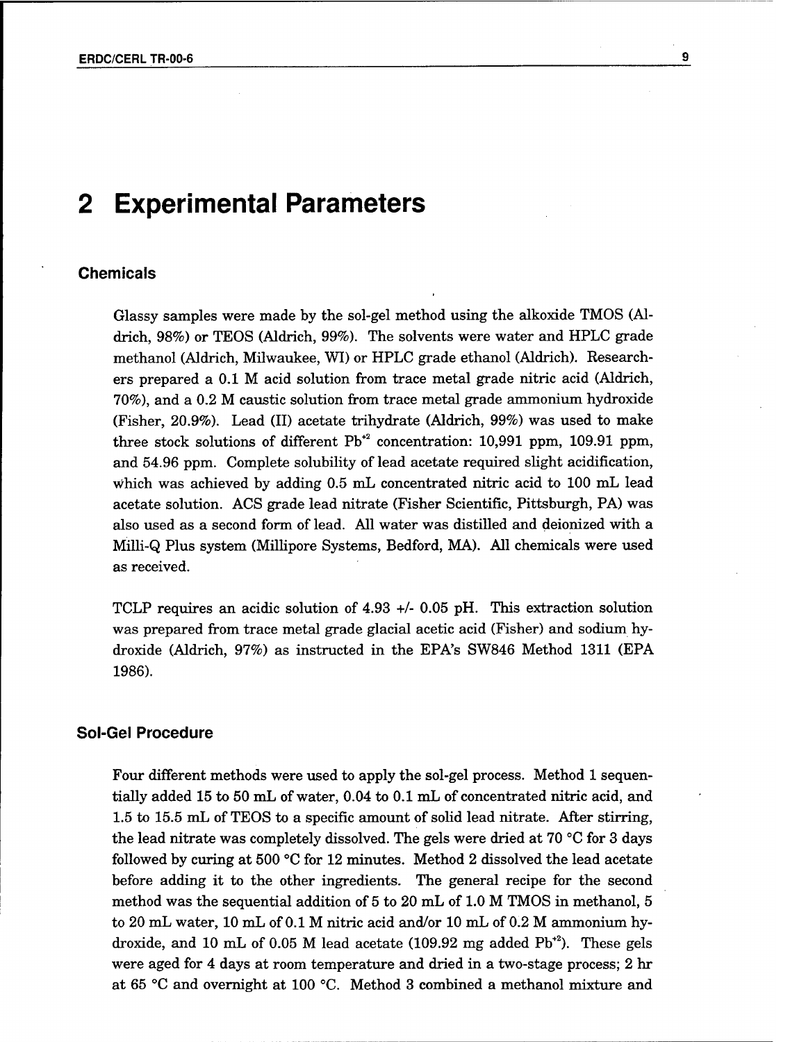# 2 Experimental Parameters

## Chemicals

Glassy samples were made by the sol-gel method using the alkoxide TMOS (Aldrich, 98%) or TEOS (Aldrich, 99%). The solvents were water and HPLC grade methanol (Aldrich, Milwaukee, WI) or HPLC grade ethanol (Aldrich). Researchers prepared a 0.1 M acid solution from trace metal grade nitric acid (Aldrich, 70%), and a 0.2 M caustic solution from trace metal grade ammonium hydroxide (Fisher, 20.9%). Lead (II) acetate trihydrate (Aldrich, 99%) was used to make three stock solutions of different $Pb^{+2}$ concentration: 10,991 ppm, 109.91 ppm, and 54.96 ppm. Complete solubility of lead acetate required slight acidification, which was achieved by adding 0.5 mL concentrated nitric acid to 100 mL lead acetate solution. ACS grade lead nitrate (Fisher Scientific, Pittsburgh, PA) was also used as a second form of lead. All water was distilled and deionized with a Milli-Q Plus system (Millipore Systems, Bedford, MA). All chemicals were used as received.

TCLP requires an acidic solution of 4.93 +/- 0.05 pH. This extraction solution was prepared from trace metal grade glacial acetic acid (Fisher) and sodium hydroxide (Aldrich, 97%) as instructed in the EPA's SW846 Method 1311 (EPA 1986).

## Sol-Gel Procedure

Four different methods were used to apply the sol-gel process. Method 1 sequentially added 15 to 50 mL of water, 0.04 to 0.1 mL of concentrated nitric acid, and 1.5 to 15.5 mL of TEOS to a specific amount of solid lead nitrate. After stirring, the lead nitrate was completely dissolved. The gels were dried at 70 °C for 3 days followed by curing at 500 °C for 12 minutes. Method 2 dissolved the lead acetate before adding it to the other ingredients. The general recipe for the second method was the sequential addition of 5 to 20 mL of 1.0 M TMOS in methanol, 5 to 20 mL water, 10 mL of 0.1 M nitric acid and/or 10 mL of 0.2 M ammonium hydroxide, and 10 mL of 0.05 M lead acetate (109.92 mg added $Pb^{+2}$). These gels were aged for 4 days at room temperature and dried in a two-stage process; 2 hr at 65 °C and overnight at 100 °C. Method 3 combined a methanol mixture and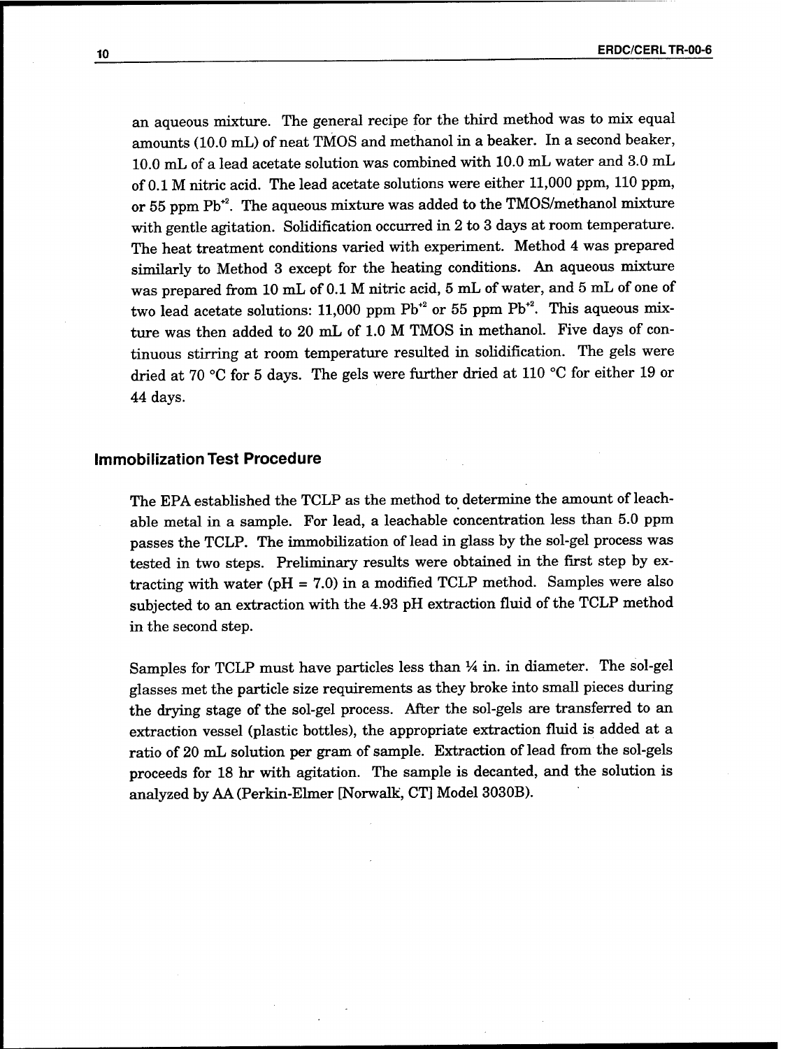an aqueous mixture. The general recipe for the third method was to mix equal amounts (10.0 mL) of neat TMOS and methanol in a beaker. In a second beaker, 10.0 mL of a lead acetate solution was combined with 10.0 mL water and 3.0 mL of 0.1 M nitric acid. The lead acetate solutions were either 11,000 ppm, 110 ppm, or 55 ppm $Pb^{+2}$. The aqueous mixture was added to the TMOS/methanol mixture with gentle agitation. Solidification occurred in 2 to 3 days at room temperature. The heat treatment conditions varied with experiment. Method 4 was prepared similarly to Method 3 except for the heating conditions. An aqueous mixture was prepared from 10 mL of 0.1 M nitric acid, 5 mL of water, and 5 mL of one of two lead acetate solutions: 11,000 ppm $Pb^{+2}$ or 55 ppm $Pb^{+2}$. This aqueous mixture was then added to 20 mL of 1.0 M TMOS in methanol. Five days of continuous stirring at room temperature resulted in solidification. The gels were dried at 70 °C for 5 days. The gels were further dried at 110 °C for either 19 or 44 days.

### Immobilization Test Procedure

The EPA established the TCLP as the method to determine the amount of leachable metal in a sample. For lead, a leachable concentration less than 5.0 ppm passes the TCLP. The immobilization of lead in glass by the sol-gel process was tested in two steps. Preliminary results were obtained in the first step by extracting with water (pH = 7.0) in a modified TCLP method. Samples were also subjected to an extraction with the 4.93 pH extraction fluid of the TCLP method in the second step.

Samples for TCLP must have particles less than ¼ in. in diameter. The sol-gel glasses met the particle size requirements as they broke into small pieces during the drying stage of the sol-gel process. After the sol-gels are transferred to an extraction vessel (plastic bottles), the appropriate extraction fluid is added at a ratio of 20 mL solution per gram of sample. Extraction of lead from the sol-gels proceeds for 18 hr with agitation. The sample is decanted, and the solution is analyzed by AA (Perkin-Elmer [Norwalk, CT] Model 3030B).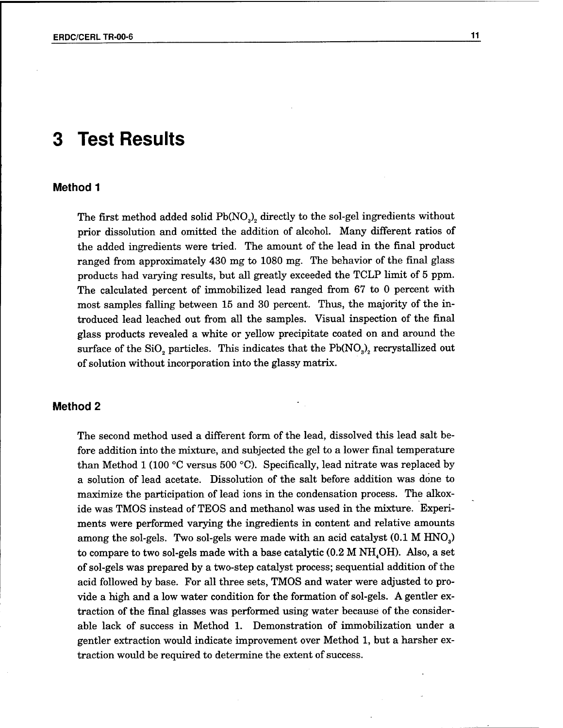# 3 Test Results

## Method 1

The first method added solid $Pb(NO_3)_2$ directly to the sol-gel ingredients without prior dissolution and omitted the addition of alcohol. Many different ratios of the added ingredients were tried. The amount of the lead in the final product ranged from approximately 430 mg to 1080 mg. The behavior of the final glass products had varying results, but all greatly exceeded the TCLP limit of 5 ppm. The calculated percent of immobilized lead ranged from 67 to 0 percent with most samples falling between 15 and 30 percent. Thus, the majority of the introduced lead leached out from all the samples. Visual inspection of the final glass products revealed a white or yellow precipitate coated on and around the surface of the $SiO_2$ particles. This indicates that the $Pb(NO_3)_2$ recrystallized out of solution without incorporation into the glassy matrix.

## Method 2

The second method used a different form of the lead, dissolved this lead salt before addition into the mixture, and subjected the gel to a lower final temperature than Method 1 (100 °C versus 500 °C). Specifically, lead nitrate was replaced by a solution of lead acetate. Dissolution of the salt before addition was done to maximize the participation of lead ions in the condensation process. The alkoxide was TMOS instead of TEOS and methanol was used in the mixture. Experiments were performed varying the ingredients in content and relative amounts among the sol-gels. Two sol-gels were made with an acid catalyst (0.1 M $HNO_3$) to compare to two sol-gels made with a base catalytic (0.2 M $NH_4OH$). Also, a set of sol-gels was prepared by a two-step catalyst process; sequential addition of the acid followed by base. For all three sets, TMOS and water were adjusted to provide a high and a low water condition for the formation of sol-gels. A gentler extraction of the final glasses was performed using water because of the considerable lack of success in Method 1. Demonstration of immobilization under a gentler extraction would indicate improvement over Method 1, but a harsher extraction would be required to determine the extent of success.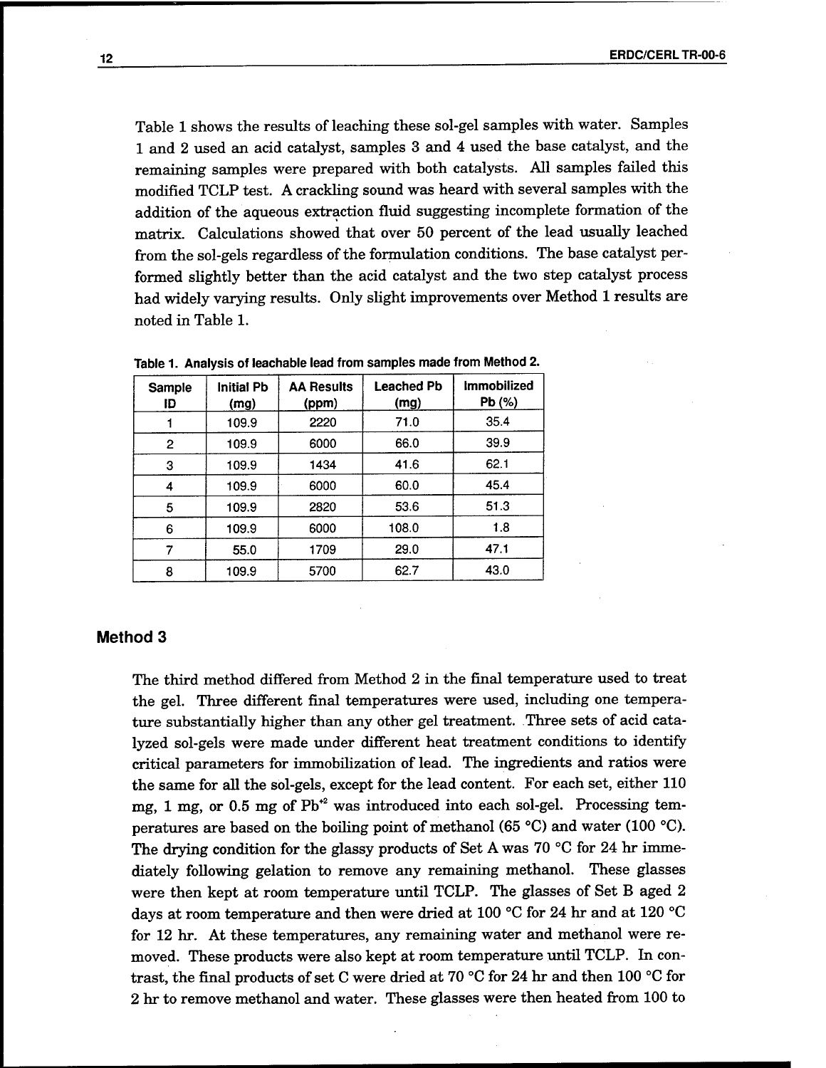Table 1 shows the results of leaching these sol-gel samples with water. Samples 1 and 2 used an acid catalyst, samples 3 and 4 used the base catalyst, and the remaining samples were prepared with both catalysts. All samples failed this modified TCLP test. A crackling sound was heard with several samples with the addition of the aqueous extraction fluid suggesting incomplete formation of the matrix. Calculations showed that over 50 percent of the lead usually leached from the sol-gels regardless of the formulation conditions. The base catalyst performed slightly better than the acid catalyst and the two step catalyst process had widely varying results. Only slight improvements over Method 1 results are noted in Table 1.

**Table 1. Analysis of leachable lead from samples made from Method 2.**

| Sample ID | Initial Pb (mg) | AA Results (ppm) | Leached Pb (mg) | Immobilized Pb (%) |
|---|---|---|---|---|
| 1 | 109.9 | 2220 | 71.0 | 35.4 |
| 2 | 109.9 | 6000 | 66.0 | 39.9 |
| 3 | 109.9 | 1434 | 41.6 | 62.1 |
| 4 | 109.9 | 6000 | 60.0 | 45.4 |
| 5 | 109.9 | 2820 | 53.6 | 51.3 |
| 6 | 109.9 | 6000 | 108.0 | 1.8 |
| 7 | 55.0 | 1709 | 29.0 | 47.1 |
| 8 | 109.9 | 5700 | 62.7 | 43.0 |

## Method 3

The third method differed from Method 2 in the final temperature used to treat the gel. Three different final temperatures were used, including one temperature substantially higher than any other gel treatment. Three sets of acid catalyzed sol-gels were made under different heat treatment conditions to identify critical parameters for immobilization of lead. The ingredients and ratios were the same for all the sol-gels, except for the lead content. For each set, either 110 mg, 1 mg, or 0.5 mg of $Pb^{+2}$ was introduced into each sol-gel. Processing temperatures are based on the boiling point of methanol (65 °C) and water (100 °C). The drying condition for the glassy products of Set A was 70 °C for 24 hr immediately following gelation to remove any remaining methanol. These glasses were then kept at room temperature until TCLP. The glasses of Set B aged 2 days at room temperature and then were dried at 100 °C for 24 hr and at 120 °C for 12 hr. At these temperatures, any remaining water and methanol were removed. These products were also kept at room temperature until TCLP. In contrast, the final products of set C were dried at 70 °C for 24 hr and then 100 °C for 2 hr to remove methanol and water. These glasses were then heated from 100 to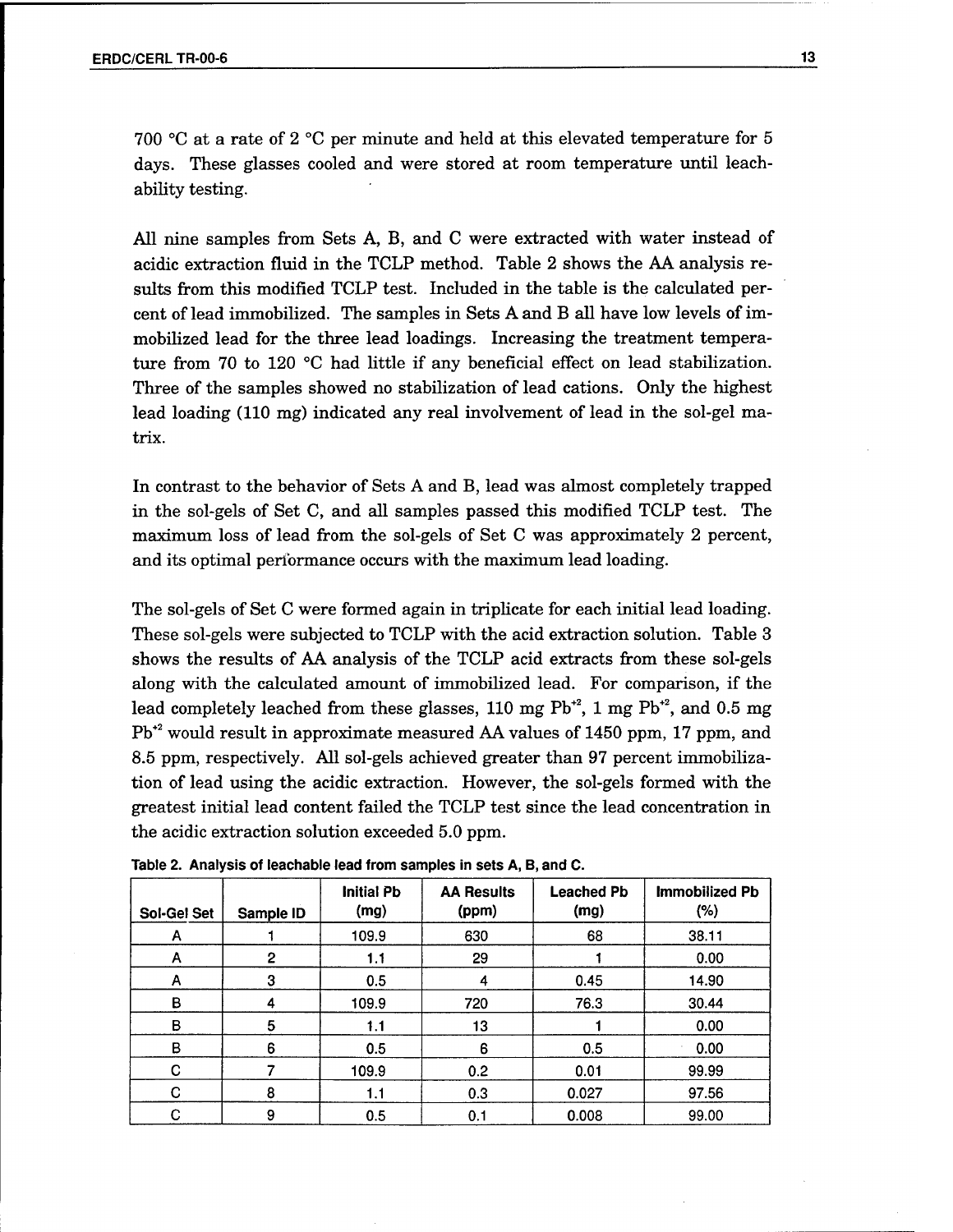700 °C at a rate of 2 °C per minute and held at this elevated temperature for 5 days. These glasses cooled and were stored at room temperature until leachability testing.

All nine samples from Sets A, B, and C were extracted with water instead of acidic extraction fluid in the TCLP method. Table 2 shows the AA analysis results from this modified TCLP test. Included in the table is the calculated percent of lead immobilized. The samples in Sets A and B all have low levels of immobilized lead for the three lead loadings. Increasing the treatment temperature from 70 to 120 °C had little if any beneficial effect on lead stabilization. Three of the samples showed no stabilization of lead cations. Only the highest lead loading (110 mg) indicated any real involvement of lead in the sol-gel matrix.

In contrast to the behavior of Sets A and B, lead was almost completely trapped in the sol-gels of Set C, and all samples passed this modified TCLP test. The maximum loss of lead from the sol-gels of Set C was approximately 2 percent, and its optimal performance occurs with the maximum lead loading.

The sol-gels of Set C were formed again in triplicate for each initial lead loading. These sol-gels were subjected to TCLP with the acid extraction solution. Table 3 shows the results of AA analysis of the TCLP acid extracts from these sol-gels along with the calculated amount of immobilized lead. For comparison, if the lead completely leached from these glasses, 110 mg $Pb^{+2}$, 1 mg $Pb^{+2}$, and 0.5 mg $Pb^{+2}$ would result in approximate measured AA values of 1450 ppm, 17 ppm, and 8.5 ppm, respectively. All sol-gels achieved greater than 97 percent immobilization of lead using the acidic extraction. However, the sol-gels formed with the greatest initial lead content failed the TCLP test since the lead concentration in the acidic extraction solution exceeded 5.0 ppm.

**Table 2. Analysis of leachable lead from samples in sets A, B, and C.**

| Sol-Gel Set | Sample ID | Initial Pb (mg) | AA Results (ppm) | Leached Pb (mg) | Immobilized Pb (%) |
|---|---|---|---|---|---|
| A | 1 | 109.9 | 630 | 68 | 38.11 |
| A | 2 | 1.1 | 29 | 1 | 0.00 |
| A | 3 | 0.5 | 4 | 0.45 | 14.90 |
| B | 4 | 109.9 | 720 | 76.3 | 30.44 |
| B | 5 | 1.1 | 13 | 1 | 0.00 |
| B | 6 | 0.5 | 6 | 0.5 | 0.00 |
| C | 7 | 109.9 | 0.2 | 0.01 | 99.99 |
| C | 8 | 1.1 | 0.3 | 0.027 | 97.56 |
| C | 9 | 0.5 | 0.1 | 0.008 | 99.00 |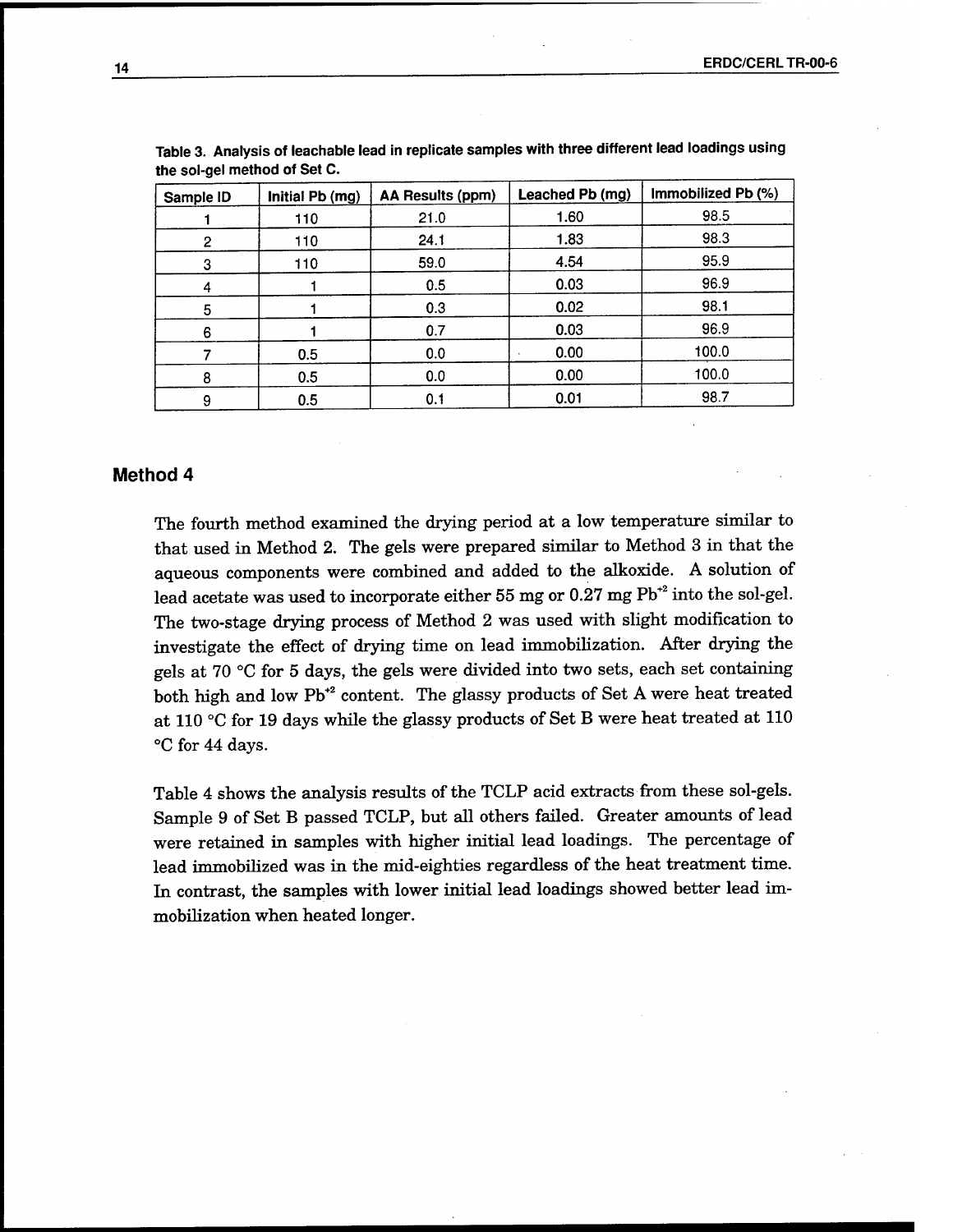Table 3. Analysis of leachable lead in replicate samples with three different lead loadings using the sol-gel method of Set C.

| Sample ID | Initial Pb (mg) | AA Results (ppm) | Leached Pb (mg) | Immobilized Pb (%) |
|---|---|---|---|---|
| 1 | 110 | 21.0 | 1.60 | 98.5 |
| 2 | 110 | 24.1 | 1.83 | 98.3 |
| 3 | 110 | 59.0 | 4.54 | 95.9 |
| 4 | 1 | 0.5 | 0.03 | 96.9 |
| 5 | 1 | 0.3 | 0.02 | 98.1 |
| 6 | 1 | 0.7 | 0.03 | 96.9 |
| 7 | 0.5 | 0.0 | 0.00 | 100.0 |
| 8 | 0.5 | 0.0 | 0.00 | 100.0 |
| 9 | 0.5 | 0.1 | 0.01 | 98.7 |

## Method 4

The fourth method examined the drying period at a low temperature similar to that used in Method 2. The gels were prepared similar to Method 3 in that the aqueous components were combined and added to the alkoxide. A solution of lead acetate was used to incorporate either 55 mg or 0.27 mg $Pb^{+2}$ into the sol-gel. The two-stage drying process of Method 2 was used with slight modification to investigate the effect of drying time on lead immobilization. After drying the gels at 70 °C for 5 days, the gels were divided into two sets, each set containing both high and low $Pb^{+2}$ content. The glassy products of Set A were heat treated at 110 °C for 19 days while the glassy products of Set B were heat treated at 110 °C for 44 days.

Table 4 shows the analysis results of the TCLP acid extracts from these sol-gels. Sample 9 of Set B passed TCLP, but all others failed. Greater amounts of lead were retained in samples with higher initial lead loadings. The percentage of lead immobilized was in the mid-eighties regardless of the heat treatment time. In contrast, the samples with lower initial lead loadings showed better lead immobilization when heated longer.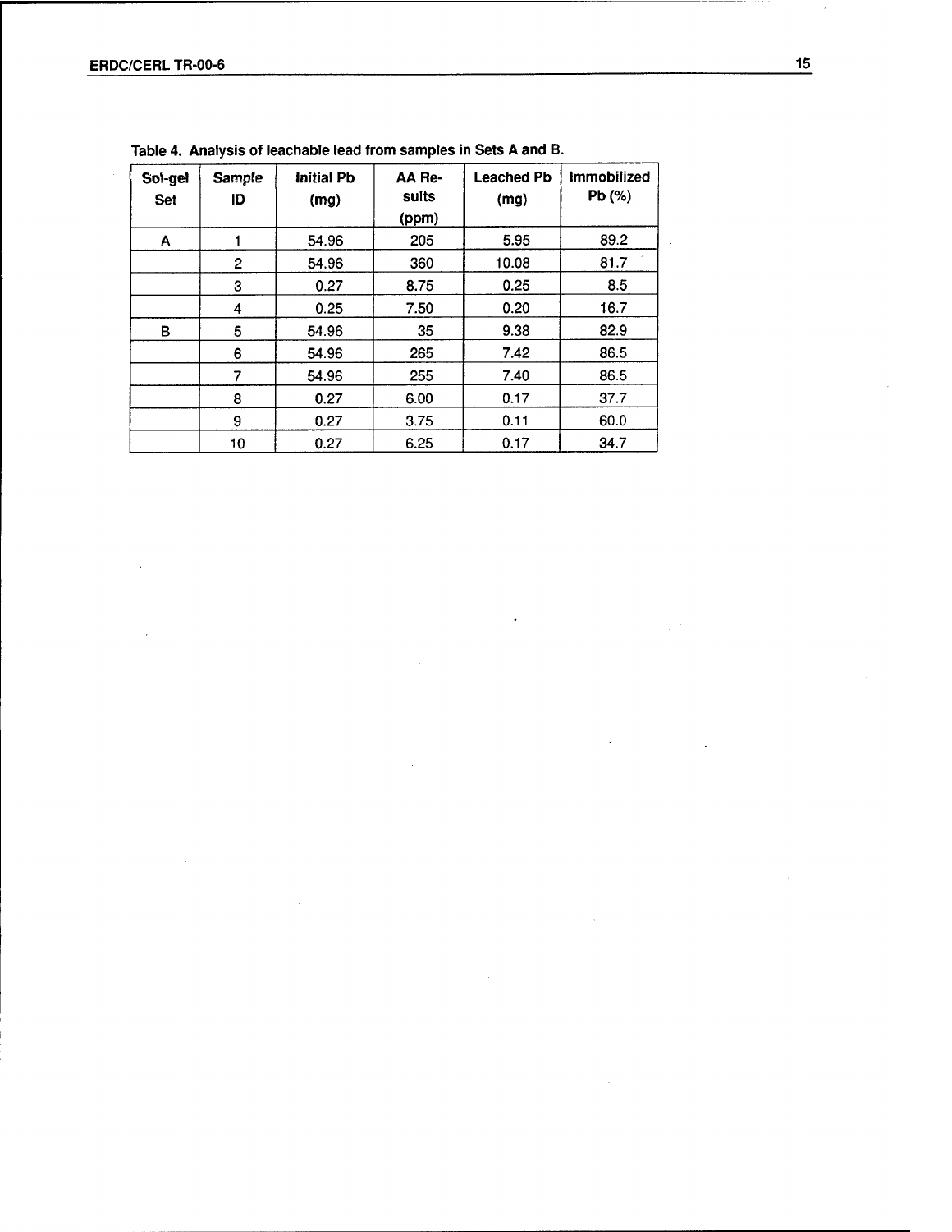Table 4. Analysis of leachable lead from samples in Sets A and B.

| Sol-gel Set | Sample ID | Initial Pb (mg) | AA Results (ppm) | Leached Pb (mg) | Immobilized Pb (%) |
|---|---|---|---|---|---|
| A | 1 | 54.96 | 205 | 5.95 | 89.2 |
| | 2 | 54.96 | 360 | 10.08 | 81.7 |
| | 3 | 0.27 | 8.75 | 0.25 | 8.5 |
| | 4 | 0.25 | 7.50 | 0.20 | 16.7 |
| B | 5 | 54.96 | 35 | 9.38 | 82.9 |
| | 6 | 54.96 | 265 | 7.42 | 86.5 |
| | 7 | 54.96 | 255 | 7.40 | 86.5 |
| | 8 | 0.27 | 6.00 | 0.17 | 37.7 |
| | 9 | 0.27 | 3.75 | 0.11 | 60.0 |
| | 10 | 0.27 | 6.25 | 0.17 | 34.7 |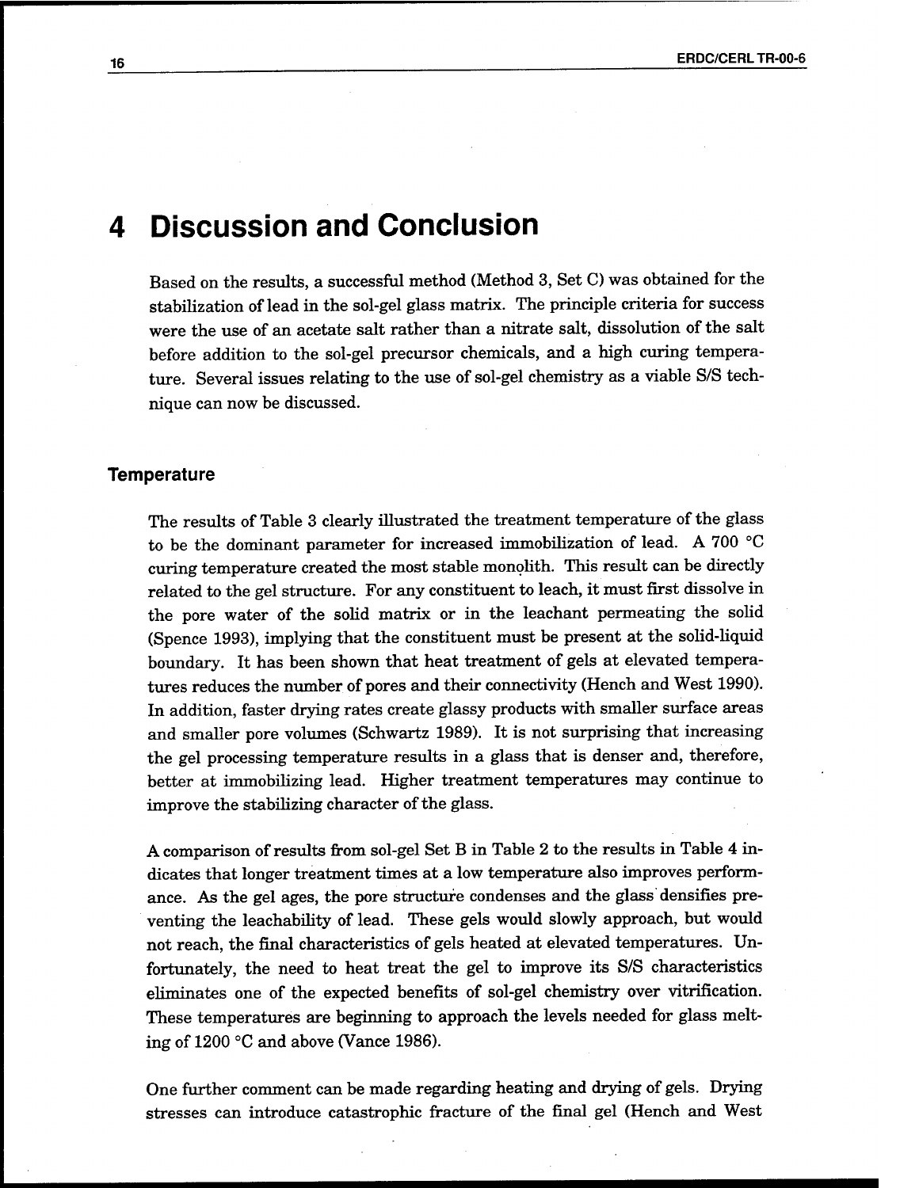# 4 Discussion and Conclusion

Based on the results, a successful method (Method 3, Set C) was obtained for the stabilization of lead in the sol-gel glass matrix. The principle criteria for success were the use of an acetate salt rather than a nitrate salt, dissolution of the salt before addition to the sol-gel precursor chemicals, and a high curing temperature. Several issues relating to the use of sol-gel chemistry as a viable S/S technique can now be discussed.

## Temperature

The results of Table 3 clearly illustrated the treatment temperature of the glass to be the dominant parameter for increased immobilization of lead. A 700 °C curing temperature created the most stable monolith. This result can be directly related to the gel structure. For any constituent to leach, it must first dissolve in the pore water of the solid matrix or in the leachant permeating the solid (Spence 1993), implying that the constituent must be present at the solid-liquid boundary. It has been shown that heat treatment of gels at elevated temperatures reduces the number of pores and their connectivity (Hench and West 1990). In addition, faster drying rates create glassy products with smaller surface areas and smaller pore volumes (Schwartz 1989). It is not surprising that increasing the gel processing temperature results in a glass that is denser and, therefore, better at immobilizing lead. Higher treatment temperatures may continue to improve the stabilizing character of the glass.

A comparison of results from sol-gel Set B in Table 2 to the results in Table 4 indicates that longer treatment times at a low temperature also improves performance. As the gel ages, the pore structure condenses and the glass densifies preventing the leachability of lead. These gels would slowly approach, but would not reach, the final characteristics of gels heated at elevated temperatures. Unfortunately, the need to heat treat the gel to improve its S/S characteristics eliminates one of the expected benefits of sol-gel chemistry over vitrification. These temperatures are beginning to approach the levels needed for glass melting of 1200 °C and above (Vance 1986).

One further comment can be made regarding heating and drying of gels. Drying stresses can introduce catastrophic fracture of the final gel (Hench and West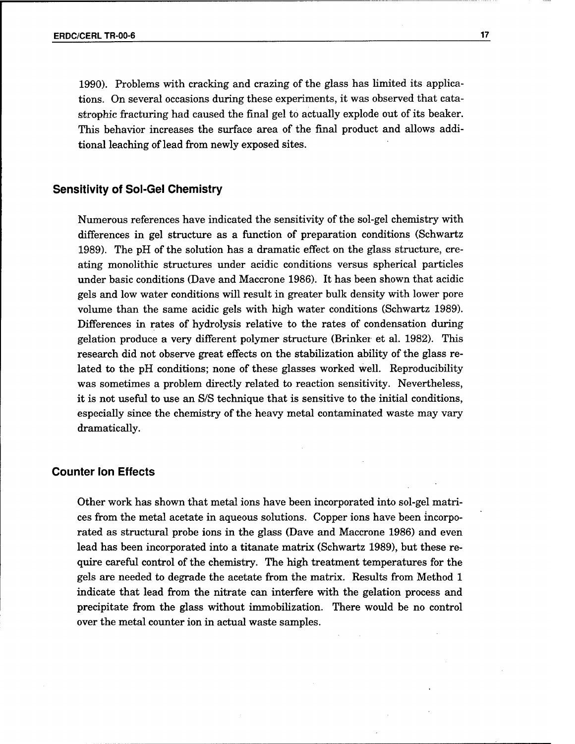1990). Problems with cracking and crazing of the glass has limited its applications. On several occasions during these experiments, it was observed that catastrophic fracturing had caused the final gel to actually explode out of its beaker. This behavior increases the surface area of the final product and allows additional leaching of lead from newly exposed sites.

### Sensitivity of Sol-Gel Chemistry

Numerous references have indicated the sensitivity of the sol-gel chemistry with differences in gel structure as a function of preparation conditions (Schwartz 1989). The pH of the solution has a dramatic effect on the glass structure, creating monolithic structures under acidic conditions versus spherical particles under basic conditions (Dave and Maccrone 1986). It has been shown that acidic gels and low water conditions will result in greater bulk density with lower pore volume than the same acidic gels with high water conditions (Schwartz 1989). Differences in rates of hydrolysis relative to the rates of condensation during gelation produce a very different polymer structure (Brinker et al. 1982). This research did not observe great effects on the stabilization ability of the glass related to the pH conditions; none of these glasses worked well. Reproducibility was sometimes a problem directly related to reaction sensitivity. Nevertheless, it is not useful to use an S/S technique that is sensitive to the initial conditions, especially since the chemistry of the heavy metal contaminated waste may vary dramatically.

### Counter Ion Effects

Other work has shown that metal ions have been incorporated into sol-gel matrices from the metal acetate in aqueous solutions. Copper ions have been incorporated as structural probe ions in the glass (Dave and Maccrone 1986) and even lead has been incorporated into a titanate matrix (Schwartz 1989), but these require careful control of the chemistry. The high treatment temperatures for the gels are needed to degrade the acetate from the matrix. Results from Method 1 indicate that lead from the nitrate can interfere with the gelation process and precipitate from the glass without immobilization. There would be no control over the metal counter ion in actual waste samples.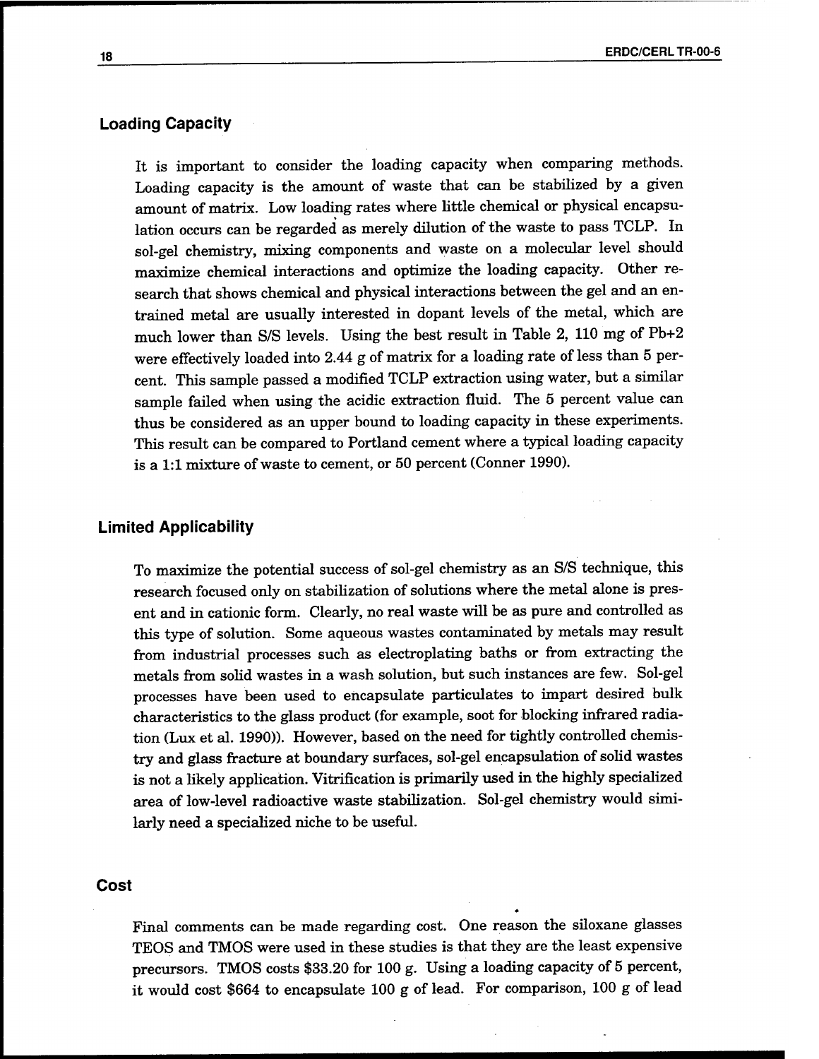## Loading Capacity

It is important to consider the loading capacity when comparing methods. Loading capacity is the amount of waste that can be stabilized by a given amount of matrix. Low loading rates where little chemical or physical encapsulation occurs can be regarded as merely dilution of the waste to pass TCLP. In sol-gel chemistry, mixing components and waste on a molecular level should maximize chemical interactions and optimize the loading capacity. Other research that shows chemical and physical interactions between the gel and an entrained metal are usually interested in dopant levels of the metal, which are much lower than S/S levels. Using the best result in Table 2, 110 mg of $Pb^{+2}$ were effectively loaded into 2.44 g of matrix for a loading rate of less than 5 percent. This sample passed a modified TCLP extraction using water, but a similar sample failed when using the acidic extraction fluid. The 5 percent value can thus be considered as an upper bound to loading capacity in these experiments. This result can be compared to Portland cement where a typical loading capacity is a 1:1 mixture of waste to cement, or 50 percent (Conner 1990).

## Limited Applicability

To maximize the potential success of sol-gel chemistry as an S/S technique, this research focused only on stabilization of solutions where the metal alone is present and in cationic form. Clearly, no real waste will be as pure and controlled as this type of solution. Some aqueous wastes contaminated by metals may result from industrial processes such as electroplating baths or from extracting the metals from solid wastes in a wash solution, but such instances are few. Sol-gel processes have been used to encapsulate particulates to impart desired bulk characteristics to the glass product (for example, soot for blocking infrared radiation (Lux et al. 1990)). However, based on the need for tightly controlled chemistry and glass fracture at boundary surfaces, sol-gel encapsulation of solid wastes is not a likely application. Vitrification is primarily used in the highly specialized area of low-level radioactive waste stabilization. Sol-gel chemistry would similarly need a specialized niche to be useful.

## Cost

Final comments can be made regarding cost. One reason the siloxane glasses TEOS and TMOS were used in these studies is that they are the least expensive precursors. TMOS costs $33.20 for 100 g. Using a loading capacity of 5 percent, it would cost $664 to encapsulate 100 g of lead. For comparison, 100 g of lead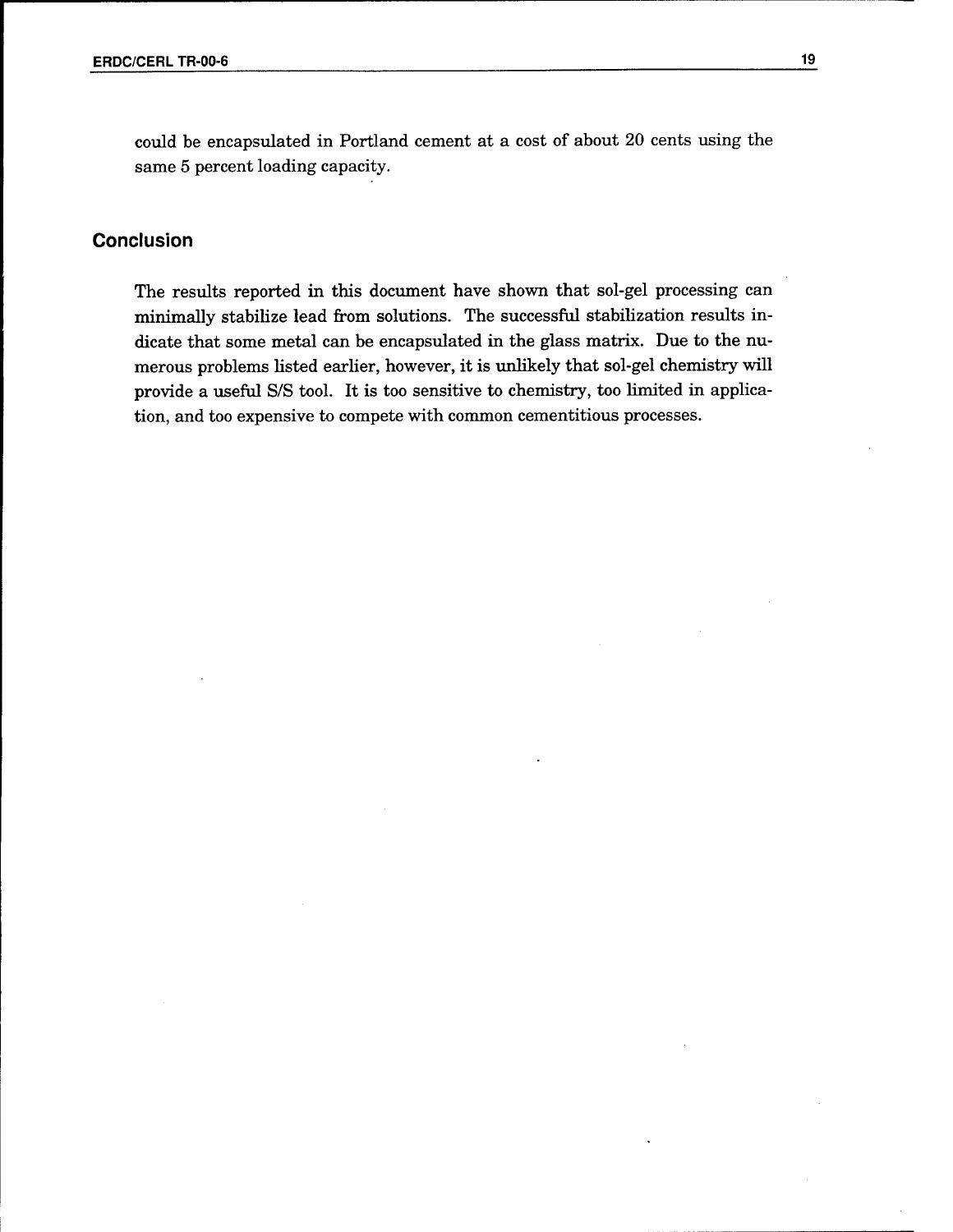could be encapsulated in Portland cement at a cost of about 20 cents using the same 5 percent loading capacity.

## Conclusion

The results reported in this document have shown that sol-gel processing can minimally stabilize lead from solutions. The successful stabilization results indicate that some metal can be encapsulated in the glass matrix. Due to the numerous problems listed earlier, however, it is unlikely that sol-gel chemistry will provide a useful S/S tool. It is too sensitive to chemistry, too limited in application, and too expensive to compete with common cementitious processes.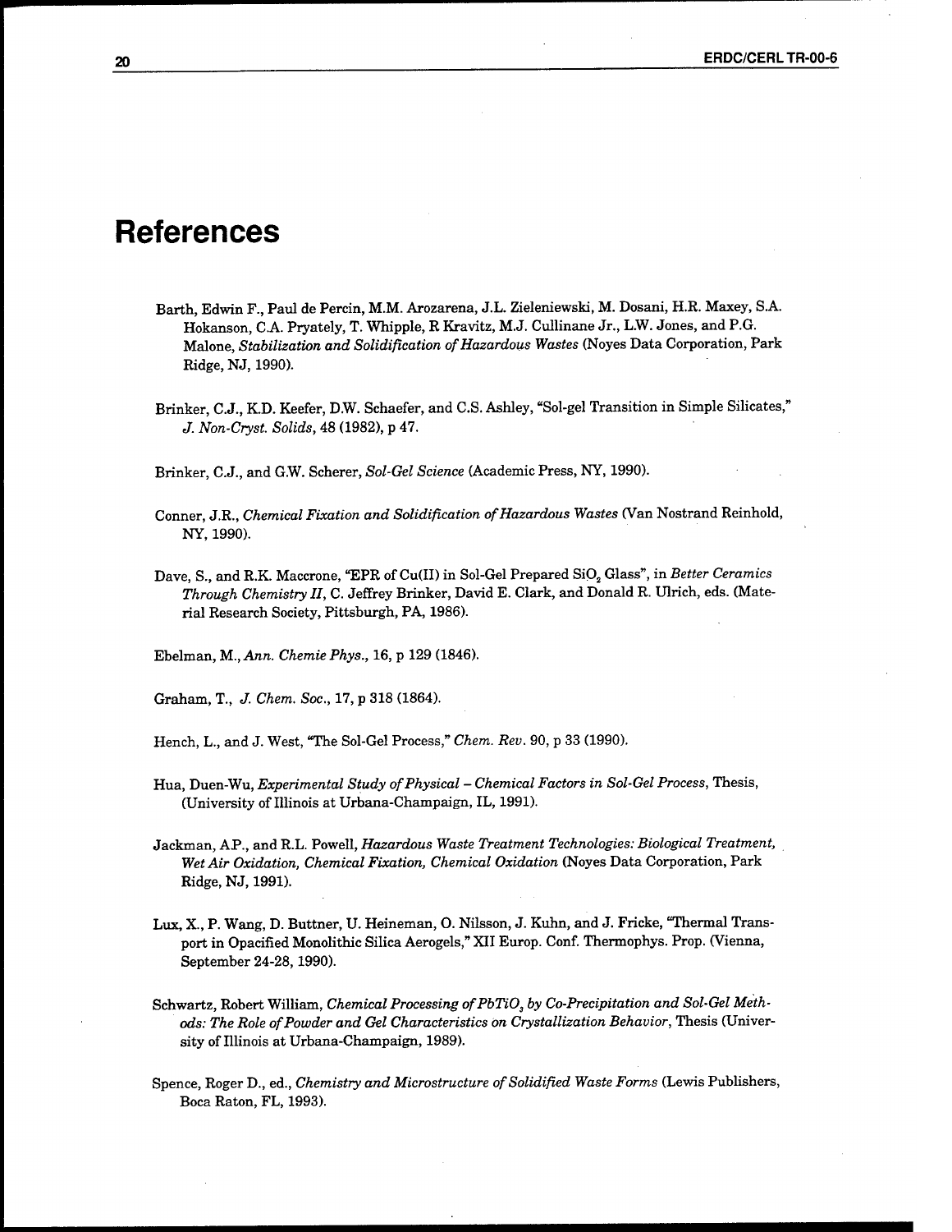# References

Barth, Edwin F., Paul de Percin, M.M. Arozarena, J.L. Zieleniewski, M. Dosani, H.R. Maxey, S.A. Hokanson, C.A. Pryately, T. Whipple, R Kravitz, M.J. Cullinane Jr., L.W. Jones, and P.G. Malone, *Stabilization and Solidification of Hazardous Wastes* (Noyes Data Corporation, Park Ridge, NJ, 1990).

Brinker, C.J., K.D. Keefer, D.W. Schaefer, and C.S. Ashley, "Sol-gel Transition in Simple Silicates," *J. Non-Cryst. Solids*, 48 (1982), p 47.

Brinker, C.J., and G.W. Scherer, *Sol-Gel Science* (Academic Press, NY, 1990).

Conner, J.R., *Chemical Fixation and Solidification of Hazardous Wastes* (Van Nostrand Reinhold, NY, 1990).

Dave, S., and R.K. Maccrone, "EPR of Cu(II) in Sol-Gel Prepared $SiO_2$ Glass", in *Better Ceramics Through Chemistry II*, C. Jeffrey Brinker, David E. Clark, and Donald R. Ulrich, eds. (Material Research Society, Pittsburgh, PA, 1986).

Ebelman, M., *Ann. Chemie Phys.*, 16, p 129 (1846).

Graham, T., *J. Chem. Soc.*, 17, p 318 (1864).

Hench, L., and J. West, "The Sol-Gel Process," *Chem. Rev.* 90, p 33 (1990).

Hua, Duen-Wu, *Experimental Study of Physical – Chemical Factors in Sol-Gel Process*, Thesis, (University of Illinois at Urbana-Champaign, IL, 1991).

Jackman, A.P., and R.L. Powell, *Hazardous Waste Treatment Technologies: Biological Treatment, Wet Air Oxidation, Chemical Fixation, Chemical Oxidation* (Noyes Data Corporation, Park Ridge, NJ, 1991).

Lux, X., P. Wang, D. Buttner, U. Heineman, O. Nilsson, J. Kuhn, and J. Fricke, "Thermal Transport in Opacified Monolithic Silica Aerogels," XII Europ. Conf. Thermophys. Prop. (Vienna, September 24-28, 1990).

Schwartz, Robert William, *Chemical Processing of $PbTiO_3$ by Co-Precipitation and Sol-Gel Methods: The Role of Powder and Gel Characteristics on Crystallization Behavior*, Thesis (University of Illinois at Urbana-Champaign, 1989).

Spence, Roger D., ed., *Chemistry and Microstructure of Solidified Waste Forms* (Lewis Publishers, Boca Raton, FL, 1993).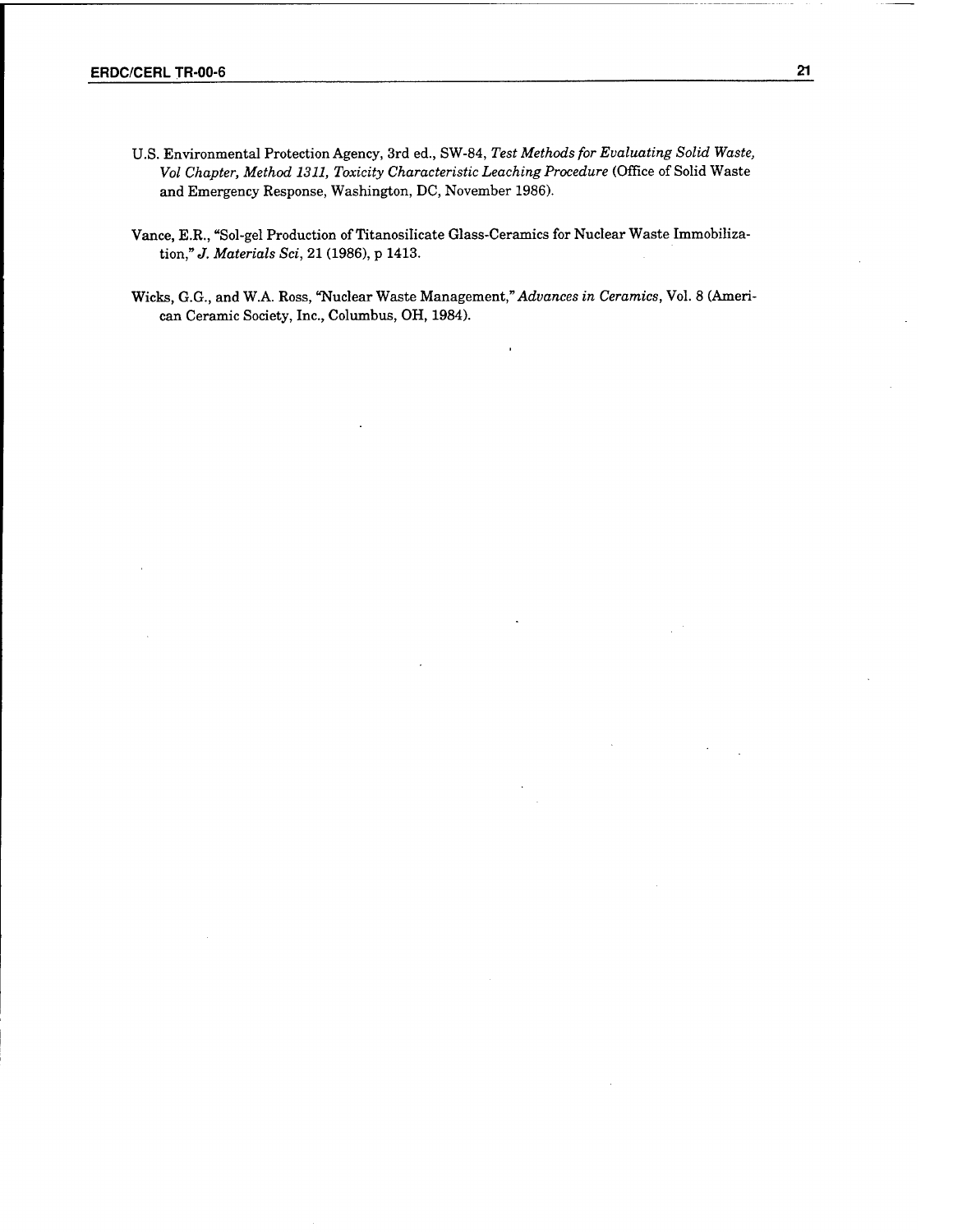U.S. Environmental Protection Agency, 3rd ed., SW-84, *Test Methods for Evaluating Solid Waste, Vol Chapter, Method 1311, Toxicity Characteristic Leaching Procedure* (Office of Solid Waste and Emergency Response, Washington, DC, November 1986).

Vance, E.R., "Sol-gel Production of Titanosilicate Glass-Ceramics for Nuclear Waste Immobilization," *J. Materials Sci*, 21 (1986), p 1413.

Wicks, G.G., and W.A. Ross, "Nuclear Waste Management," *Advances in Ceramics*, Vol. 8 (American Ceramic Society, Inc., Columbus, OH, 1984).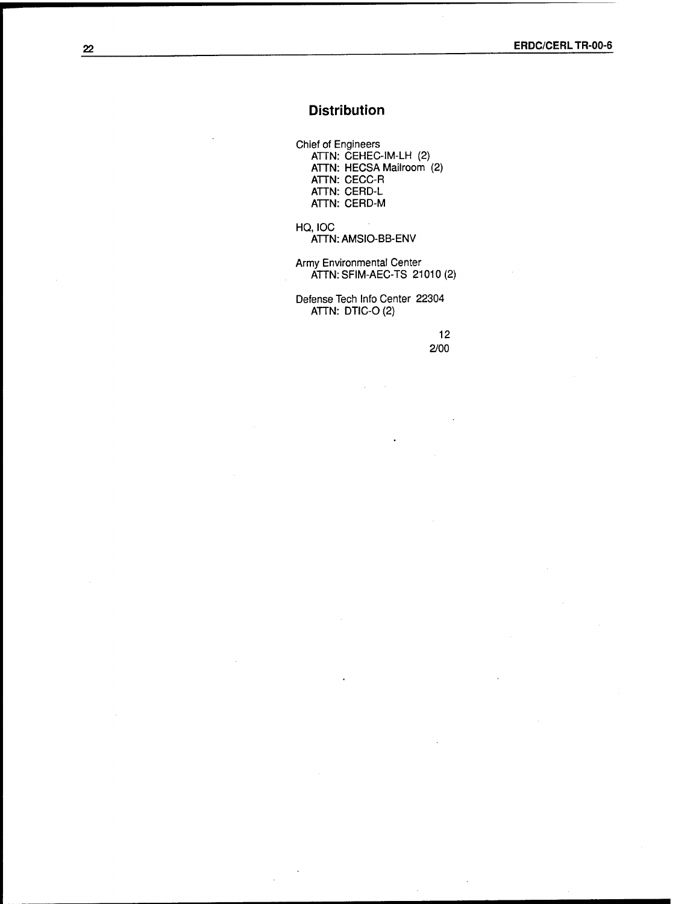## Distribution

Chief of Engineers
   ATTN: CEHEC-IM-LH (2)
   ATTN: HECSA Mailroom (2)
   ATTN: CECC-R
   ATTN: CERD-L
   ATTN: CERD-M

HQ, IOC
   ATTN: AMSIO-BB-ENV

Army Environmental Center
   ATTN: SFIM-AEC-TS 21010 (2)

Defense Tech Info Center 22304
   ATTN: DTIC-O (2)

12
2/00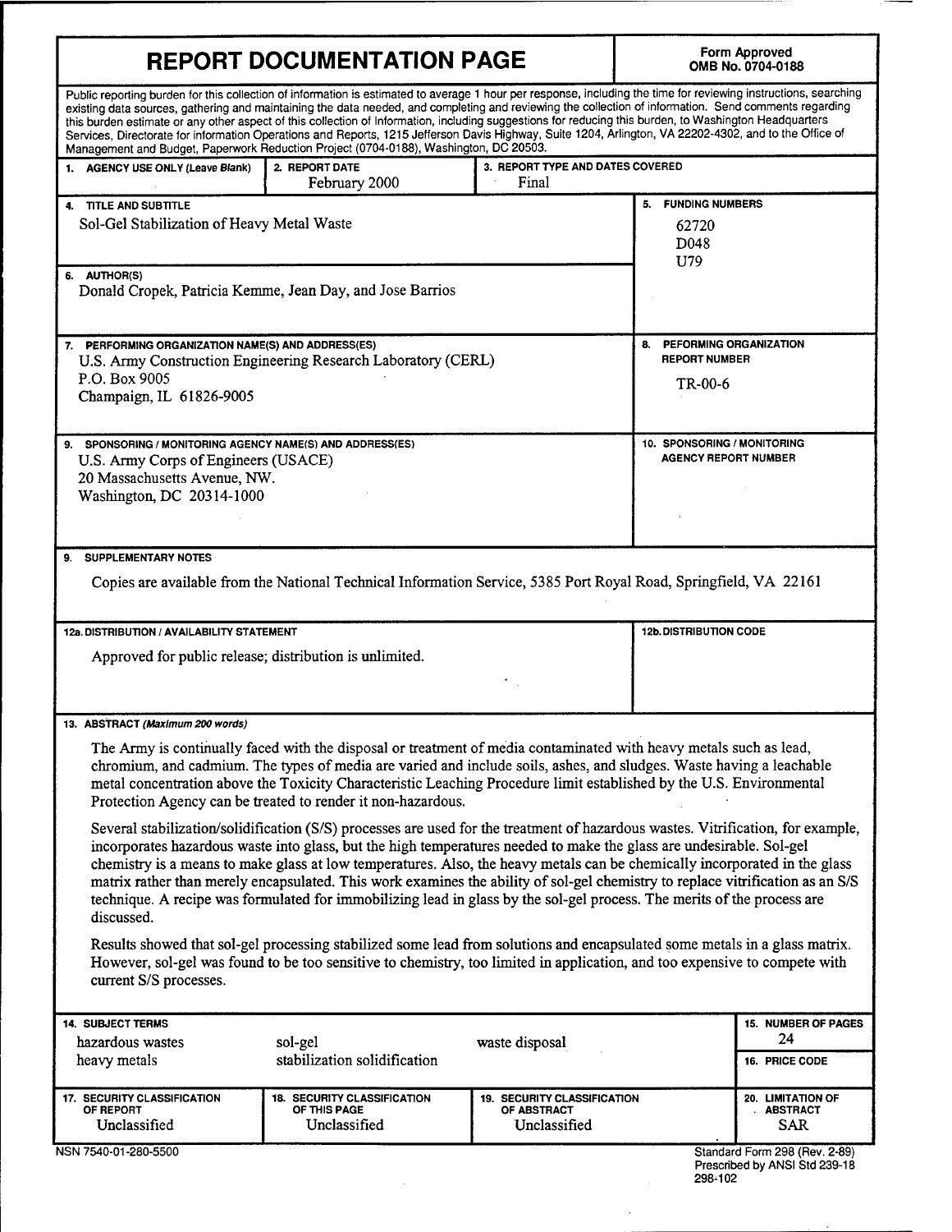# REPORT DOCUMENTATION PAGE

**Form Approved**
**OMB No. 0704-0188**

Public reporting burden for this collection of information is estimated to average 1 hour per response, including the time for reviewing instructions, searching existing data sources, gathering and maintaining the data needed, and completing and reviewing the collection of information. Send comments regarding this burden estimate or any other aspect of this collection of information, including suggestions for reducing this burden, to Washington Headquarters Services, Directorate for information Operations and Reports, 1215 Jefferson Davis Highway, Suite 1204, Arlington, VA 22202-4302, and to the Office of Management and Budget, Paperwork Reduction Project (0704-0188), Washington, DC 20503.

**1. AGENCY USE ONLY (Leave Blank)**

**2. REPORT DATE**
February 2000

**3. REPORT TYPE AND DATES COVERED**
Final

**4. TITLE AND SUBTITLE**
Sol-Gel Stabilization of Heavy Metal Waste

**5. FUNDING NUMBERS**
62720
D048
U79

**6. AUTHOR(S)**
Donald Cropek, Patricia Kemme, Jean Day, and Jose Barrios

**7. PERFORMING ORGANIZATION NAME(S) AND ADDRESS(ES)**
U.S. Army Construction Engineering Research Laboratory (CERL)
P.O. Box 9005
Champaign, IL 61826-9005

**8. PEFORMING ORGANIZATION REPORT NUMBER**
TR-00-6

**9. SPONSORING / MONITORING AGENCY NAME(S) AND ADDRESS(ES)**
U.S. Army Corps of Engineers (USACE)
20 Massachusetts Avenue, NW.
Washington, DC 20314-1000

**10. SPONSORING / MONITORING AGENCY REPORT NUMBER**

**9. SUPPLEMENTARY NOTES**

Copies are available from the National Technical Information Service, 5385 Port Royal Road, Springfield, VA 22161

**12a. DISTRIBUTION / AVAILABILITY STATEMENT**

Approved for public release; distribution is unlimited.

**12b. DISTRIBUTION CODE**

**13. ABSTRACT (*Maximum 200 words*)**

The Army is continually faced with the disposal or treatment of media contaminated with heavy metals such as lead, chromium, and cadmium. The types of media are varied and include soils, ashes, and sludges. Waste having a leachable metal concentration above the Toxicity Characteristic Leaching Procedure limit established by the U.S. Environmental Protection Agency can be treated to render it non-hazardous.

Several stabilization/solidification (S/S) processes are used for the treatment of hazardous wastes. Vitrification, for example, incorporates hazardous waste into glass, but the high temperatures needed to make the glass are undesirable. Sol-gel chemistry is a means to make glass at low temperatures. Also, the heavy metals can be chemically incorporated in the glass matrix rather than merely encapsulated. This work examines the ability of sol-gel chemistry to replace vitrification as an S/S technique. A recipe was formulated for immobilizing lead in glass by the sol-gel process. The merits of the process are discussed.

Results showed that sol-gel processing stabilized some lead from solutions and encapsulated some metals in a glass matrix. However, sol-gel was found to be too sensitive to chemistry, too limited in application, and too expensive to compete with current S/S processes.

**14. SUBJECT TERMS**
hazardous wastes
heavy metals
sol-gel
stabilization solidification
waste disposal

**15. NUMBER OF PAGES**
24

**16. PRICE CODE**

| 17. SECURITY CLASSIFICATION OF REPORT | 18. SECURITY CLASSIFICATION OF THIS PAGE | 19. SECURITY CLASSIFICATION OF ABSTRACT | 20. LIMITATION OF ABSTRACT |
| --- | --- | --- | --- |
| Unclassified | Unclassified | Unclassified | SAR |

NSN 7540-01-280-5500

Standard Form 298 (Rev. 2-89)
Prescribed by ANSI Std 239-18
298-102